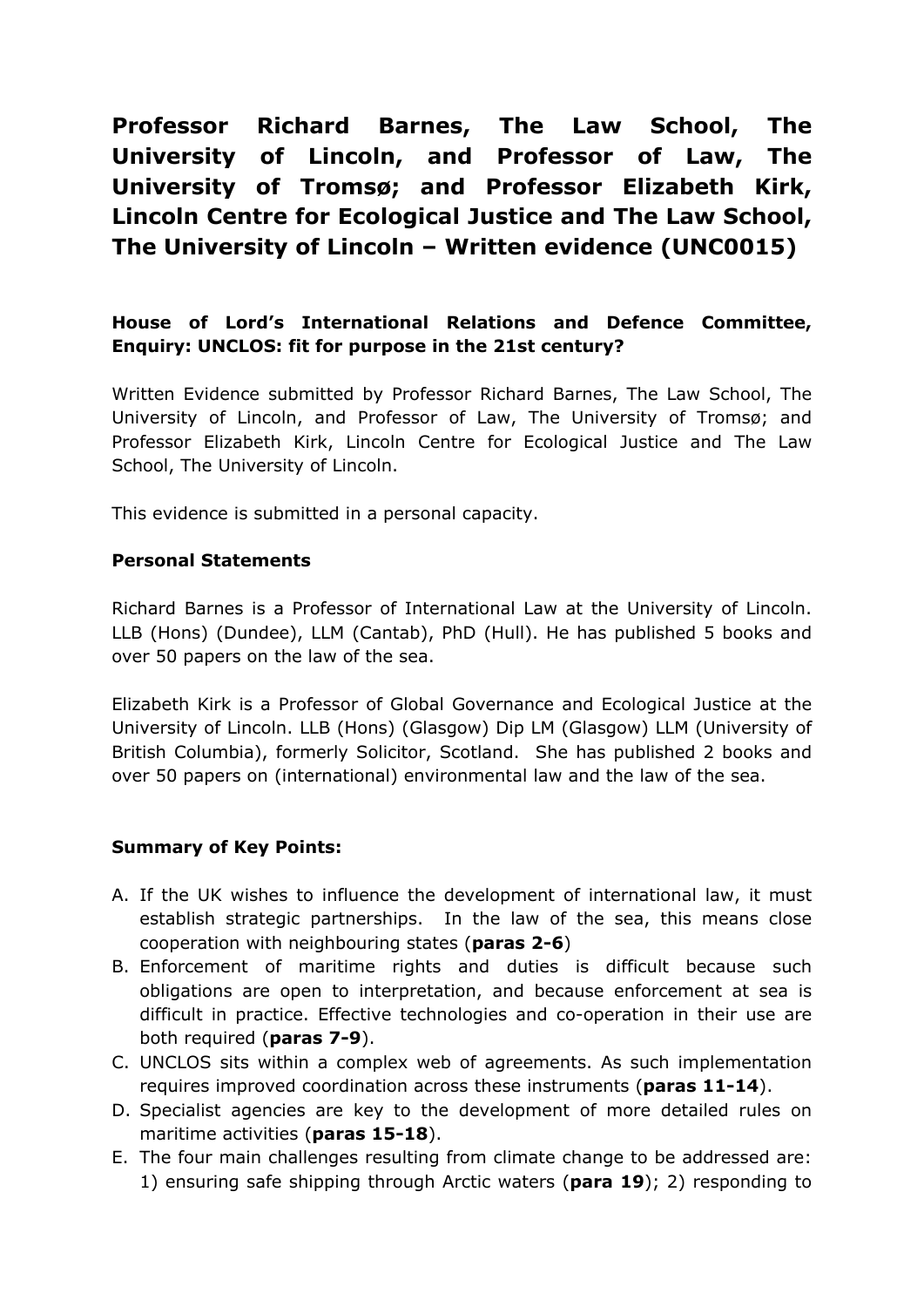# Professor Richard Barnes, The Law School, The University of Lincoln, and Professor of Law, The University of Tromsø; and Professor Elizabeth Kirk, Lincoln Centre for Ecological Justice and The Law School, The University of Lincoln – Written evidence (UNC0015)

**House of Lord's International Relations and Defence Committee, Enquiry: UNCLOS: fit for purpose in the 21st century?**

Written Evidence submitted by Professor Richard Barnes, The Law School, The University of Lincoln, and Professor of Law, The University of Tromsø; and Professor Elizabeth Kirk, Lincoln Centre for Ecological Justice and The Law School, The University of Lincoln.

This evidence is submitted in a personal capacity.

**Personal Statements**

Richard Barnes is a Professor of International Law at the University of Lincoln. LLB (Hons) (Dundee), LLM (Cantab), PhD (Hull). He has published 5 books and over 50 papers on the law of the sea.

Elizabeth Kirk is a Professor of Global Governance and Ecological Justice at the University of Lincoln. LLB (Hons) (Glasgow) Dip LM (Glasgow) LLM (University of British Columbia), formerly Solicitor, Scotland. She has published 2 books and over 50 papers on (international) environmental law and the law of the sea.

**Summary of Key Points:**

A. If the UK wishes to influence the development of international law, it must establish strategic partnerships. In the law of the sea, this means close cooperation with neighbouring states (**paras 2-6**)
B. Enforcement of maritime rights and duties is difficult because such obligations are open to interpretation, and because enforcement at sea is difficult in practice. Effective technologies and co-operation in their use are both required (**paras 7-9**).
C. UNCLOS sits within a complex web of agreements. As such implementation requires improved coordination across these instruments (**paras 11-14**).
D. Specialist agencies are key to the development of more detailed rules on maritime activities (**paras 15-18**).
E. The four main challenges resulting from climate change to be addressed are: 1) ensuring safe shipping through Arctic waters (**para 19**); 2) responding to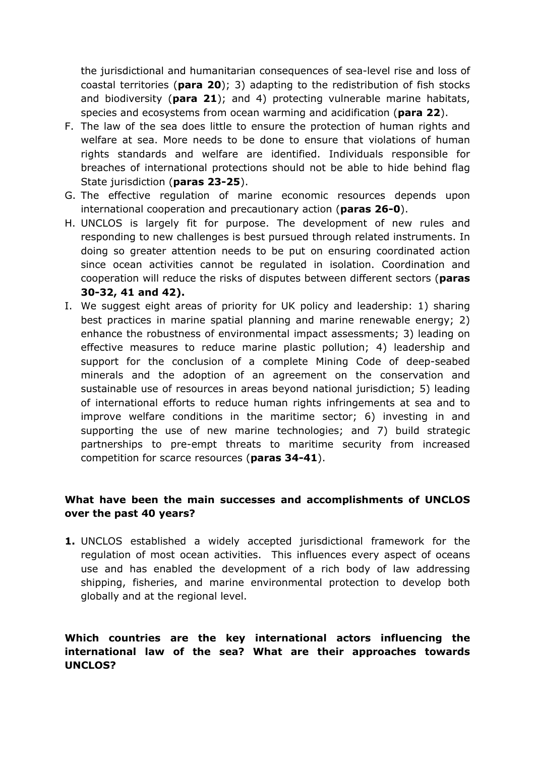the jurisdictional and humanitarian consequences of sea-level rise and loss of coastal territories (**para 20**); 3) adapting to the redistribution of fish stocks and biodiversity (**para 21**); and 4) protecting vulnerable marine habitats, species and ecosystems from ocean warming and acidification (**para 22**).

F. The law of the sea does little to ensure the protection of human rights and welfare at sea. More needs to be done to ensure that violations of human rights standards and welfare are identified. Individuals responsible for breaches of international protections should not be able to hide behind flag State jurisdiction (**paras 23-25**).
G. The effective regulation of marine economic resources depends upon international cooperation and precautionary action (**paras 26-0**).
H. UNCLOS is largely fit for purpose. The development of new rules and responding to new challenges is best pursued through related instruments. In doing so greater attention needs to be put on ensuring coordinated action since ocean activities cannot be regulated in isolation. Coordination and cooperation will reduce the risks of disputes between different sectors (**paras 30-32, 41 and 42).**
I. We suggest eight areas of priority for UK policy and leadership: 1) sharing best practices in marine spatial planning and marine renewable energy; 2) enhance the robustness of environmental impact assessments; 3) leading on effective measures to reduce marine plastic pollution; 4) leadership and support for the conclusion of a complete Mining Code of deep-seabed minerals and the adoption of an agreement on the conservation and sustainable use of resources in areas beyond national jurisdiction; 5) leading of international efforts to reduce human rights infringements at sea and to improve welfare conditions in the maritime sector; 6) investing in and supporting the use of new marine technologies; and 7) build strategic partnerships to pre-empt threats to maritime security from increased competition for scarce resources (**paras 34-41**).

**What have been the main successes and accomplishments of UNCLOS over the past 40 years?**

**1.** UNCLOS established a widely accepted jurisdictional framework for the regulation of most ocean activities. This influences every aspect of oceans use and has enabled the development of a rich body of law addressing shipping, fisheries, and marine environmental protection to develop both globally and at the regional level.

**Which countries are the key international actors influencing the international law of the sea? What are their approaches towards UNCLOS?**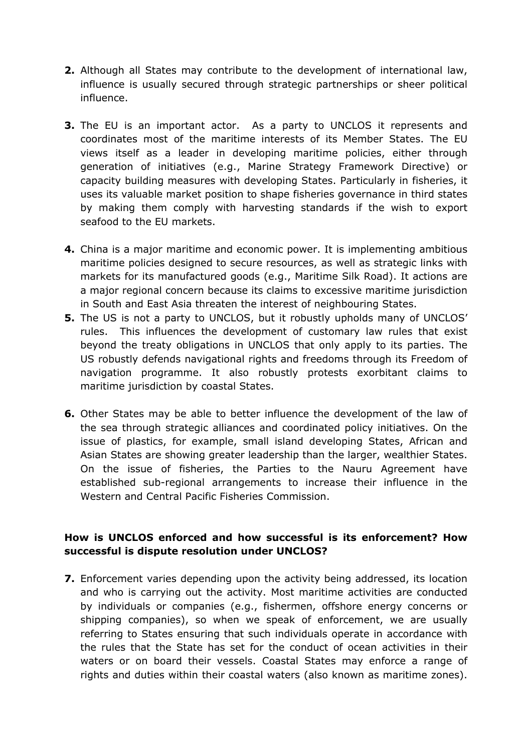**2.** Although all States may contribute to the development of international law, influence is usually secured through strategic partnerships or sheer political influence.

**3.** The EU is an important actor. As a party to UNCLOS it represents and coordinates most of the maritime interests of its Member States. The EU views itself as a leader in developing maritime policies, either through generation of initiatives (e.g., Marine Strategy Framework Directive) or capacity building measures with developing States. Particularly in fisheries, it uses its valuable market position to shape fisheries governance in third states by making them comply with harvesting standards if the wish to export seafood to the EU markets.

**4.** China is a major maritime and economic power. It is implementing ambitious maritime policies designed to secure resources, as well as strategic links with markets for its manufactured goods (e.g., Maritime Silk Road). It actions are a major regional concern because its claims to excessive maritime jurisdiction in South and East Asia threaten the interest of neighbouring States.

**5.** The US is not a party to UNCLOS, but it robustly upholds many of UNCLOS' rules. This influences the development of customary law rules that exist beyond the treaty obligations in UNCLOS that only apply to its parties. The US robustly defends navigational rights and freedoms through its Freedom of navigation programme. It also robustly protests exorbitant claims to maritime jurisdiction by coastal States.

**6.** Other States may be able to better influence the development of the law of the sea through strategic alliances and coordinated policy initiatives. On the issue of plastics, for example, small island developing States, African and Asian States are showing greater leadership than the larger, wealthier States. On the issue of fisheries, the Parties to the Nauru Agreement have established sub-regional arrangements to increase their influence in the Western and Central Pacific Fisheries Commission.

**How is UNCLOS enforced and how successful is its enforcement? How successful is dispute resolution under UNCLOS?**

**7.** Enforcement varies depending upon the activity being addressed, its location and who is carrying out the activity. Most maritime activities are conducted by individuals or companies (e.g., fishermen, offshore energy concerns or shipping companies), so when we speak of enforcement, we are usually referring to States ensuring that such individuals operate in accordance with the rules that the State has set for the conduct of ocean activities in their waters or on board their vessels. Coastal States may enforce a range of rights and duties within their coastal waters (also known as maritime zones).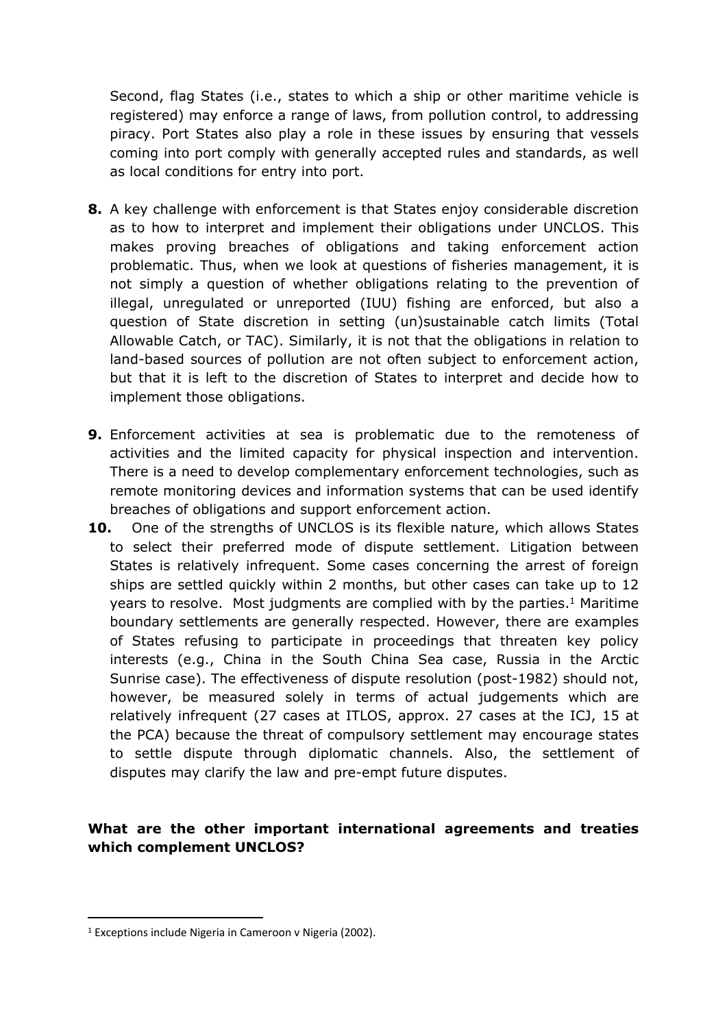Second, flag States (i.e., states to which a ship or other maritime vehicle is registered) may enforce a range of laws, from pollution control, to addressing piracy. Port States also play a role in these issues by ensuring that vessels coming into port comply with generally accepted rules and standards, as well as local conditions for entry into port.

**8.** A key challenge with enforcement is that States enjoy considerable discretion as to how to interpret and implement their obligations under UNCLOS. This makes proving breaches of obligations and taking enforcement action problematic. Thus, when we look at questions of fisheries management, it is not simply a question of whether obligations relating to the prevention of illegal, unregulated or unreported (IUU) fishing are enforced, but also a question of State discretion in setting (un)sustainable catch limits (Total Allowable Catch, or TAC). Similarly, it is not that the obligations in relation to land-based sources of pollution are not often subject to enforcement action, but that it is left to the discretion of States to interpret and decide how to implement those obligations.

**9.** Enforcement activities at sea is problematic due to the remoteness of activities and the limited capacity for physical inspection and intervention. There is a need to develop complementary enforcement technologies, such as remote monitoring devices and information systems that can be used identify breaches of obligations and support enforcement action.

**10.** One of the strengths of UNCLOS is its flexible nature, which allows States to select their preferred mode of dispute settlement. Litigation between States is relatively infrequent. Some cases concerning the arrest of foreign ships are settled quickly within 2 months, but other cases can take up to 12 years to resolve. Most judgments are complied with by the parties.[1] Maritime boundary settlements are generally respected. However, there are examples of States refusing to participate in proceedings that threaten key policy interests (e.g., China in the South China Sea case, Russia in the Arctic Sunrise case). The effectiveness of dispute resolution (post-1982) should not, however, be measured solely in terms of actual judgements which are relatively infrequent (27 cases at ITLOS, approx. 27 cases at the ICJ, 15 at the PCA) because the threat of compulsory settlement may encourage states to settle dispute through diplomatic channels. Also, the settlement of disputes may clarify the law and pre-empt future disputes.

**What are the other important international agreements and treaties which complement UNCLOS?**

[1] Exceptions include Nigeria in Cameroon v Nigeria (2002).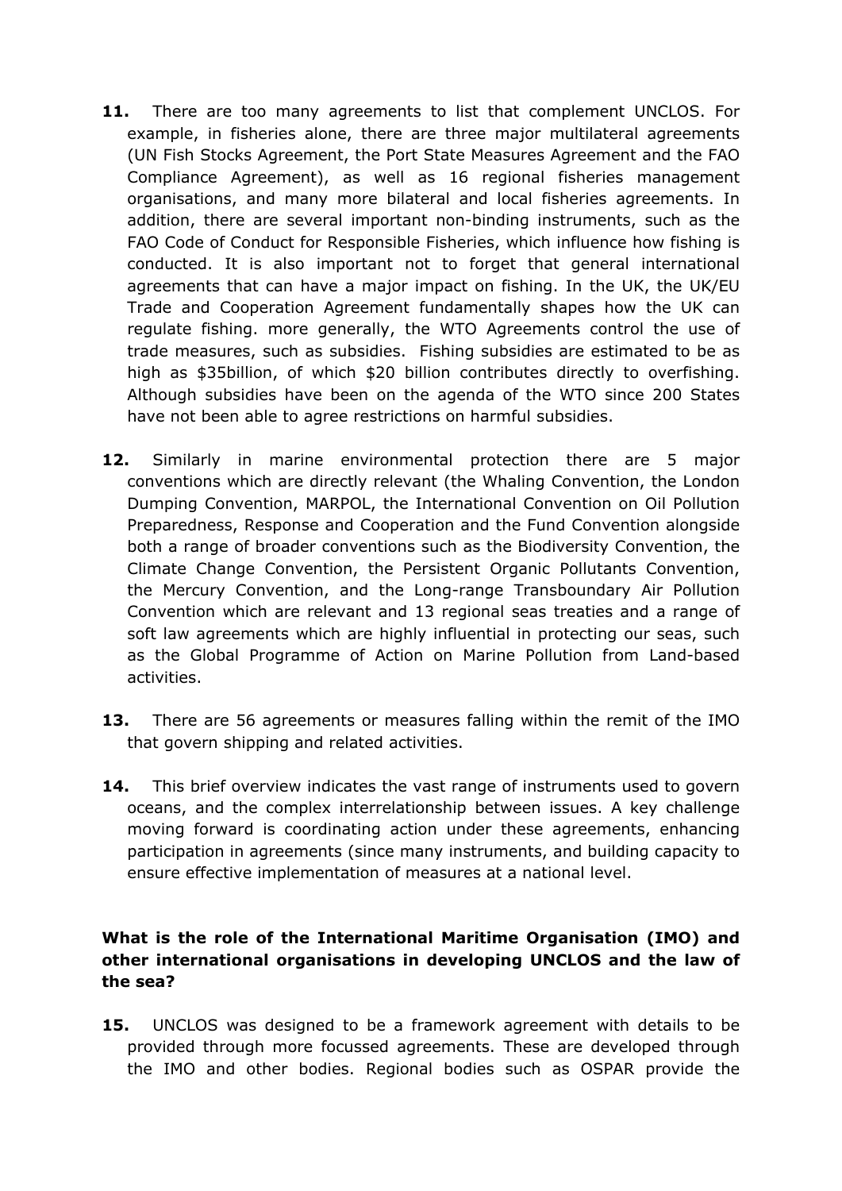**11.** There are too many agreements to list that complement UNCLOS. For example, in fisheries alone, there are three major multilateral agreements (UN Fish Stocks Agreement, the Port State Measures Agreement and the FAO Compliance Agreement), as well as 16 regional fisheries management organisations, and many more bilateral and local fisheries agreements. In addition, there are several important non-binding instruments, such as the FAO Code of Conduct for Responsible Fisheries, which influence how fishing is conducted. It is also important not to forget that general international agreements that can have a major impact on fishing. In the UK, the UK/EU Trade and Cooperation Agreement fundamentally shapes how the UK can regulate fishing. more generally, the WTO Agreements control the use of trade measures, such as subsidies. Fishing subsidies are estimated to be as high as $35billion, of which $20 billion contributes directly to overfishing. Although subsidies have been on the agenda of the WTO since 200 States have not been able to agree restrictions on harmful subsidies.

**12.** Similarly in marine environmental protection there are 5 major conventions which are directly relevant (the Whaling Convention, the London Dumping Convention, MARPOL, the International Convention on Oil Pollution Preparedness, Response and Cooperation and the Fund Convention alongside both a range of broader conventions such as the Biodiversity Convention, the Climate Change Convention, the Persistent Organic Pollutants Convention, the Mercury Convention, and the Long-range Transboundary Air Pollution Convention which are relevant and 13 regional seas treaties and a range of soft law agreements which are highly influential in protecting our seas, such as the Global Programme of Action on Marine Pollution from Land-based activities.

**13.** There are 56 agreements or measures falling within the remit of the IMO that govern shipping and related activities.

**14.** This brief overview indicates the vast range of instruments used to govern oceans, and the complex interrelationship between issues. A key challenge moving forward is coordinating action under these agreements, enhancing participation in agreements (since many instruments, and building capacity to ensure effective implementation of measures at a national level.

**What is the role of the International Maritime Organisation (IMO) and other international organisations in developing UNCLOS and the law of the sea?**

**15.** UNCLOS was designed to be a framework agreement with details to be provided through more focussed agreements. These are developed through the IMO and other bodies. Regional bodies such as OSPAR provide the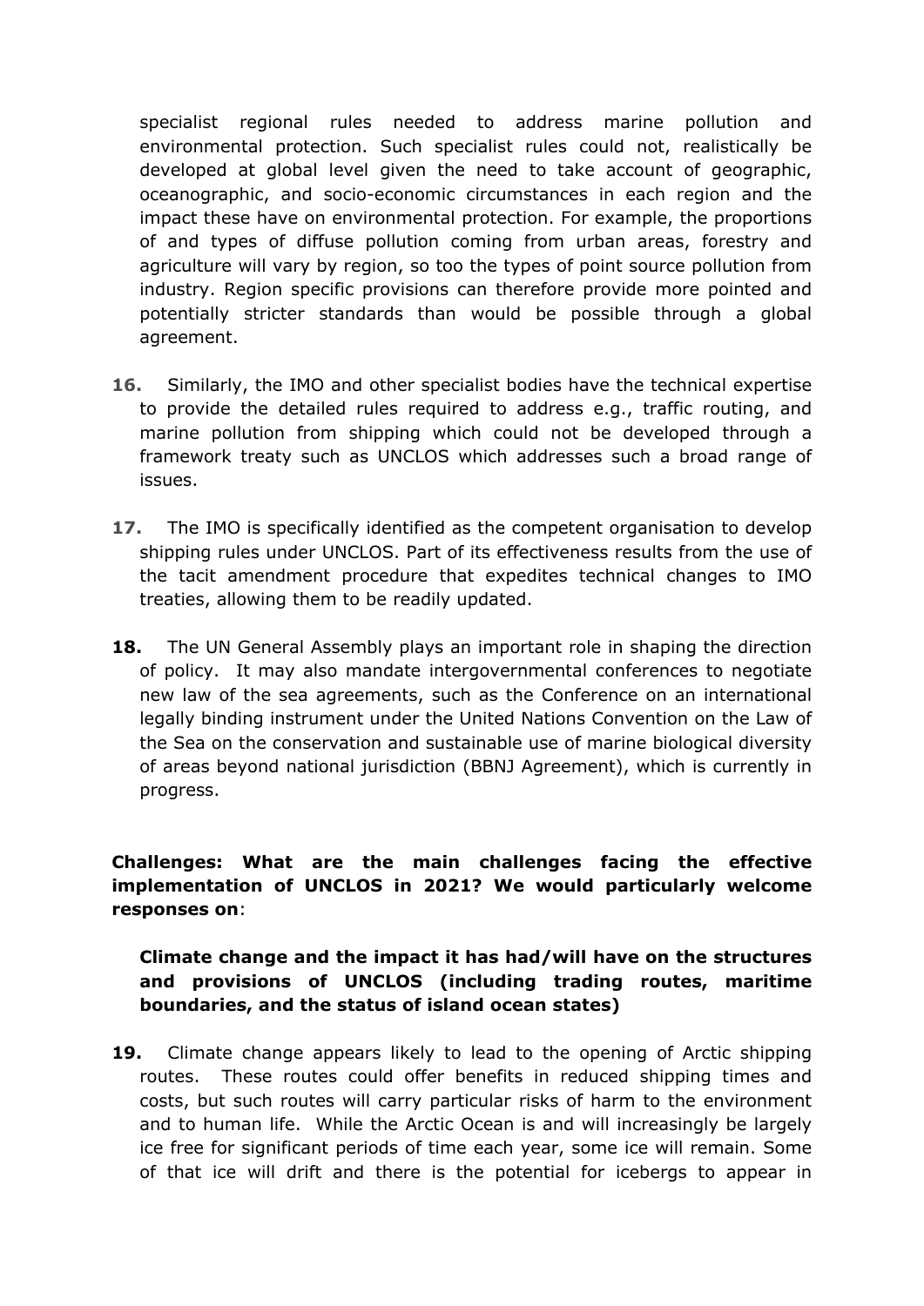specialist regional rules needed to address marine pollution and environmental protection. Such specialist rules could not, realistically be developed at global level given the need to take account of geographic, oceanographic, and socio-economic circumstances in each region and the impact these have on environmental protection. For example, the proportions of and types of diffuse pollution coming from urban areas, forestry and agriculture will vary by region, so too the types of point source pollution from industry. Region specific provisions can therefore provide more pointed and potentially stricter standards than would be possible through a global agreement.

**16.** Similarly, the IMO and other specialist bodies have the technical expertise to provide the detailed rules required to address e.g., traffic routing, and marine pollution from shipping which could not be developed through a framework treaty such as UNCLOS which addresses such a broad range of issues.

**17.** The IMO is specifically identified as the competent organisation to develop shipping rules under UNCLOS. Part of its effectiveness results from the use of the tacit amendment procedure that expedites technical changes to IMO treaties, allowing them to be readily updated.

**18.** The UN General Assembly plays an important role in shaping the direction of policy. It may also mandate intergovernmental conferences to negotiate new law of the sea agreements, such as the Conference on an international legally binding instrument under the United Nations Convention on the Law of the Sea on the conservation and sustainable use of marine biological diversity of areas beyond national jurisdiction (BBNJ Agreement), which is currently in progress.

**Challenges: What are the main challenges facing the effective implementation of UNCLOS in 2021? We would particularly welcome responses on**:

**Climate change and the impact it has had/will have on the structures and provisions of UNCLOS (including trading routes, maritime boundaries, and the status of island ocean states)**

**19.** Climate change appears likely to lead to the opening of Arctic shipping routes. These routes could offer benefits in reduced shipping times and costs, but such routes will carry particular risks of harm to the environment and to human life. While the Arctic Ocean is and will increasingly be largely ice free for significant periods of time each year, some ice will remain. Some of that ice will drift and there is the potential for icebergs to appear in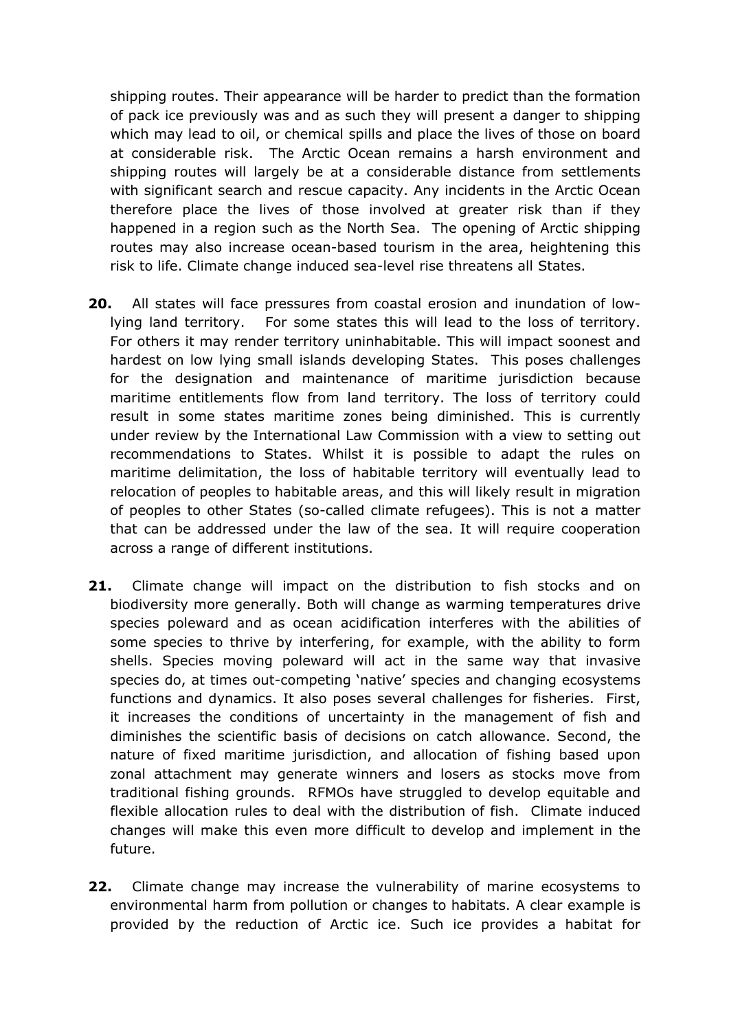shipping routes. Their appearance will be harder to predict than the formation of pack ice previously was and as such they will present a danger to shipping which may lead to oil, or chemical spills and place the lives of those on board at considerable risk. The Arctic Ocean remains a harsh environment and shipping routes will largely be at a considerable distance from settlements with significant search and rescue capacity. Any incidents in the Arctic Ocean therefore place the lives of those involved at greater risk than if they happened in a region such as the North Sea. The opening of Arctic shipping routes may also increase ocean-based tourism in the area, heightening this risk to life. Climate change induced sea-level rise threatens all States.

**20.** All states will face pressures from coastal erosion and inundation of low-lying land territory. For some states this will lead to the loss of territory. For others it may render territory uninhabitable. This will impact soonest and hardest on low lying small islands developing States. This poses challenges for the designation and maintenance of maritime jurisdiction because maritime entitlements flow from land territory. The loss of territory could result in some states maritime zones being diminished. This is currently under review by the International Law Commission with a view to setting out recommendations to States. Whilst it is possible to adapt the rules on maritime delimitation, the loss of habitable territory will eventually lead to relocation of peoples to habitable areas, and this will likely result in migration of peoples to other States (so-called climate refugees). This is not a matter that can be addressed under the law of the sea. It will require cooperation across a range of different institutions.

**21.** Climate change will impact on the distribution to fish stocks and on biodiversity more generally. Both will change as warming temperatures drive species poleward and as ocean acidification interferes with the abilities of some species to thrive by interfering, for example, with the ability to form shells. Species moving poleward will act in the same way that invasive species do, at times out-competing 'native' species and changing ecosystems functions and dynamics. It also poses several challenges for fisheries. First, it increases the conditions of uncertainty in the management of fish and diminishes the scientific basis of decisions on catch allowance. Second, the nature of fixed maritime jurisdiction, and allocation of fishing based upon zonal attachment may generate winners and losers as stocks move from traditional fishing grounds. RFMOs have struggled to develop equitable and flexible allocation rules to deal with the distribution of fish. Climate induced changes will make this even more difficult to develop and implement in the future.

**22.** Climate change may increase the vulnerability of marine ecosystems to environmental harm from pollution or changes to habitats. A clear example is provided by the reduction of Arctic ice. Such ice provides a habitat for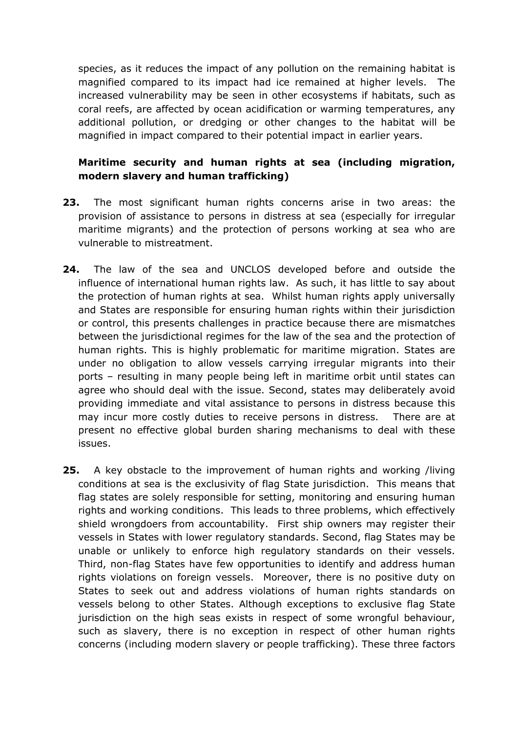species, as it reduces the impact of any pollution on the remaining habitat is magnified compared to its impact had ice remained at higher levels. The increased vulnerability may be seen in other ecosystems if habitats, such as coral reefs, are affected by ocean acidification or warming temperatures, any additional pollution, or dredging or other changes to the habitat will be magnified in impact compared to their potential impact in earlier years.

**Maritime security and human rights at sea (including migration, modern slavery and human trafficking)**

**23.** The most significant human rights concerns arise in two areas: the provision of assistance to persons in distress at sea (especially for irregular maritime migrants) and the protection of persons working at sea who are vulnerable to mistreatment.

**24.** The law of the sea and UNCLOS developed before and outside the influence of international human rights law. As such, it has little to say about the protection of human rights at sea. Whilst human rights apply universally and States are responsible for ensuring human rights within their jurisdiction or control, this presents challenges in practice because there are mismatches between the jurisdictional regimes for the law of the sea and the protection of human rights. This is highly problematic for maritime migration. States are under no obligation to allow vessels carrying irregular migrants into their ports – resulting in many people being left in maritime orbit until states can agree who should deal with the issue. Second, states may deliberately avoid providing immediate and vital assistance to persons in distress because this may incur more costly duties to receive persons in distress. There are at present no effective global burden sharing mechanisms to deal with these issues.

**25.** A key obstacle to the improvement of human rights and working /living conditions at sea is the exclusivity of flag State jurisdiction. This means that flag states are solely responsible for setting, monitoring and ensuring human rights and working conditions. This leads to three problems, which effectively shield wrongdoers from accountability. First ship owners may register their vessels in States with lower regulatory standards. Second, flag States may be unable or unlikely to enforce high regulatory standards on their vessels. Third, non-flag States have few opportunities to identify and address human rights violations on foreign vessels. Moreover, there is no positive duty on States to seek out and address violations of human rights standards on vessels belong to other States. Although exceptions to exclusive flag State jurisdiction on the high seas exists in respect of some wrongful behaviour, such as slavery, there is no exception in respect of other human rights concerns (including modern slavery or people trafficking). These three factors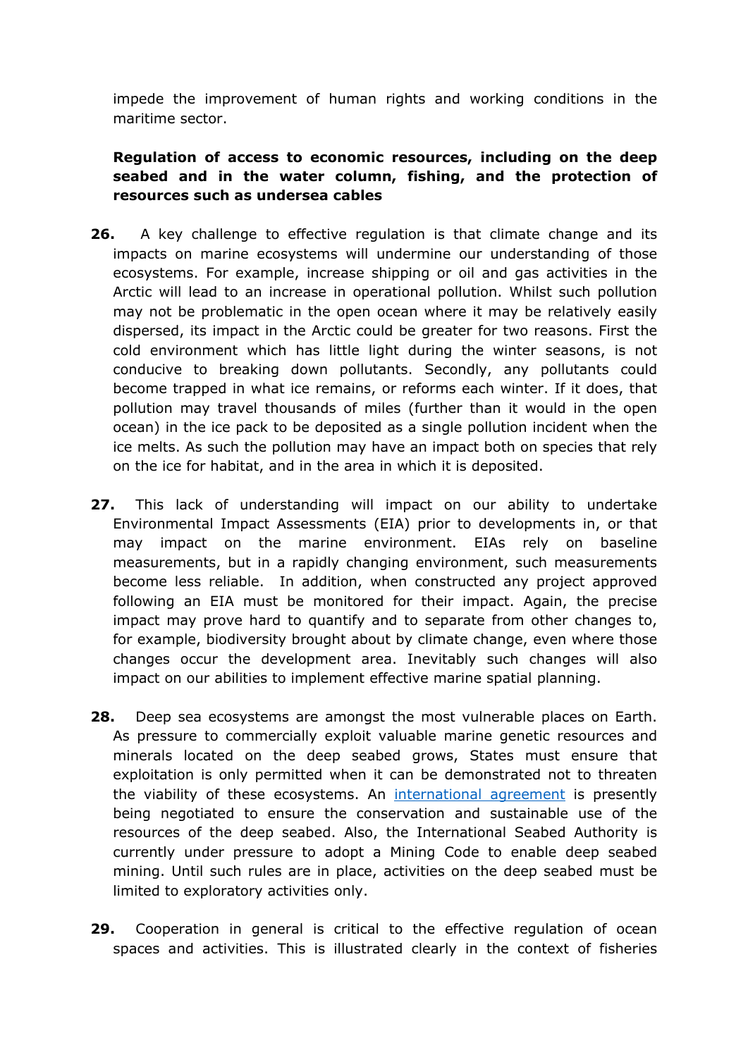impede the improvement of human rights and working conditions in the maritime sector.

**Regulation of access to economic resources, including on the deep seabed and in the water column, fishing, and the protection of resources such as undersea cables**

**26.** A key challenge to effective regulation is that climate change and its impacts on marine ecosystems will undermine our understanding of those ecosystems. For example, increase shipping or oil and gas activities in the Arctic will lead to an increase in operational pollution. Whilst such pollution may not be problematic in the open ocean where it may be relatively easily dispersed, its impact in the Arctic could be greater for two reasons. First the cold environment which has little light during the winter seasons, is not conducive to breaking down pollutants. Secondly, any pollutants could become trapped in what ice remains, or reforms each winter. If it does, that pollution may travel thousands of miles (further than it would in the open ocean) in the ice pack to be deposited as a single pollution incident when the ice melts. As such the pollution may have an impact both on species that rely on the ice for habitat, and in the area in which it is deposited.

**27.** This lack of understanding will impact on our ability to undertake Environmental Impact Assessments (EIA) prior to developments in, or that may impact on the marine environment. EIAs rely on baseline measurements, but in a rapidly changing environment, such measurements become less reliable. In addition, when constructed any project approved following an EIA must be monitored for their impact. Again, the precise impact may prove hard to quantify and to separate from other changes to, for example, biodiversity brought about by climate change, even where those changes occur the development area. Inevitably such changes will also impact on our abilities to implement effective marine spatial planning.

**28.** Deep sea ecosystems are amongst the most vulnerable places on Earth. As pressure to commercially exploit valuable marine genetic resources and minerals located on the deep seabed grows, States must ensure that exploitation is only permitted when it can be demonstrated not to threaten the viability of these ecosystems. An international agreement is presently being negotiated to ensure the conservation and sustainable use of the resources of the deep seabed. Also, the International Seabed Authority is currently under pressure to adopt a Mining Code to enable deep seabed mining. Until such rules are in place, activities on the deep seabed must be limited to exploratory activities only.

**29.** Cooperation in general is critical to the effective regulation of ocean spaces and activities. This is illustrated clearly in the context of fisheries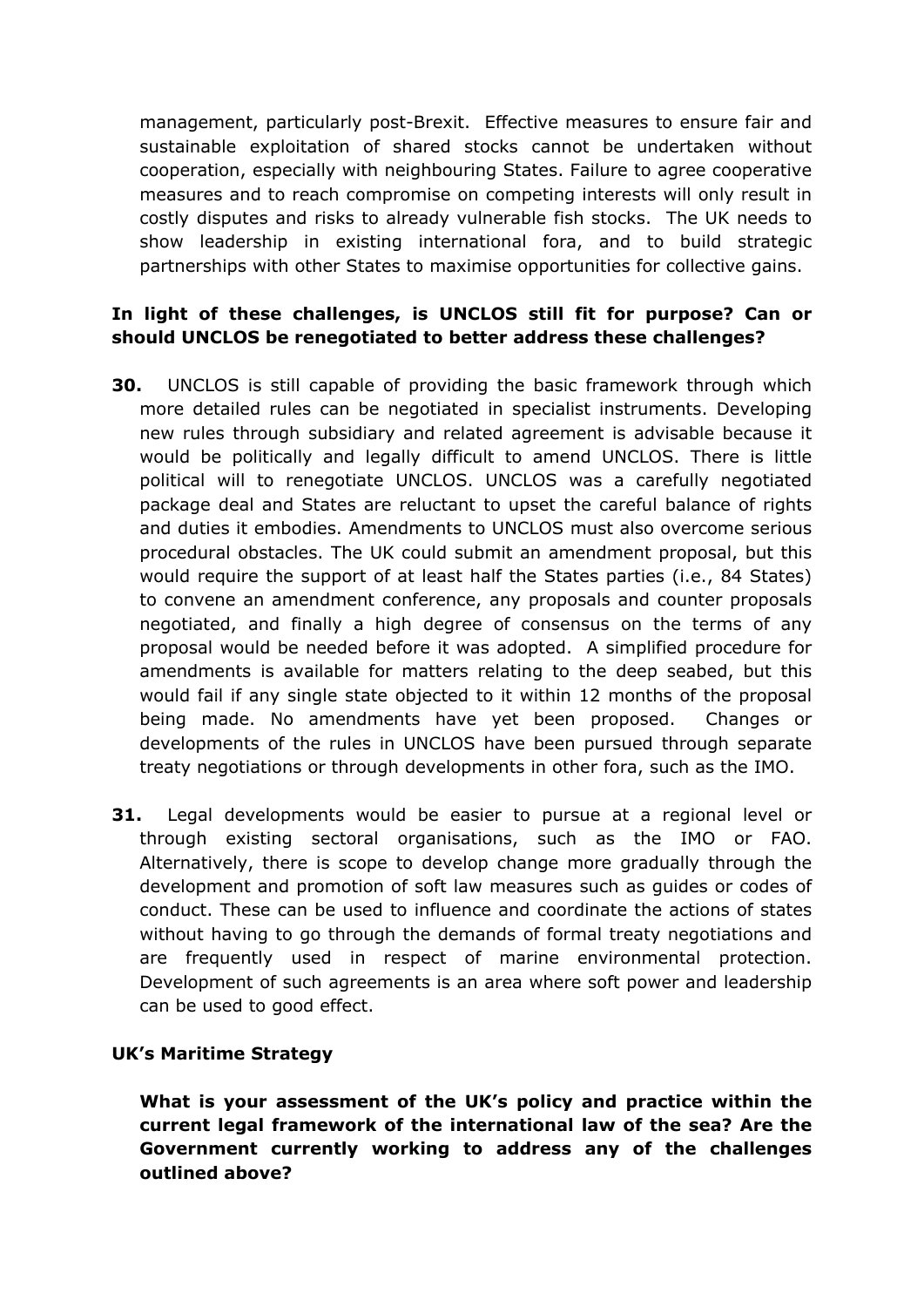management, particularly post-Brexit. Effective measures to ensure fair and sustainable exploitation of shared stocks cannot be undertaken without cooperation, especially with neighbouring States. Failure to agree cooperative measures and to reach compromise on competing interests will only result in costly disputes and risks to already vulnerable fish stocks. The UK needs to show leadership in existing international fora, and to build strategic partnerships with other States to maximise opportunities for collective gains.

**In light of these challenges, is UNCLOS still fit for purpose? Can or should UNCLOS be renegotiated to better address these challenges?**

**30.** UNCLOS is still capable of providing the basic framework through which more detailed rules can be negotiated in specialist instruments. Developing new rules through subsidiary and related agreement is advisable because it would be politically and legally difficult to amend UNCLOS. There is little political will to renegotiate UNCLOS. UNCLOS was a carefully negotiated package deal and States are reluctant to upset the careful balance of rights and duties it embodies. Amendments to UNCLOS must also overcome serious procedural obstacles. The UK could submit an amendment proposal, but this would require the support of at least half the States parties (i.e., 84 States) to convene an amendment conference, any proposals and counter proposals negotiated, and finally a high degree of consensus on the terms of any proposal would be needed before it was adopted. A simplified procedure for amendments is available for matters relating to the deep seabed, but this would fail if any single state objected to it within 12 months of the proposal being made. No amendments have yet been proposed. Changes or developments of the rules in UNCLOS have been pursued through separate treaty negotiations or through developments in other fora, such as the IMO.

**31.** Legal developments would be easier to pursue at a regional level or through existing sectoral organisations, such as the IMO or FAO. Alternatively, there is scope to develop change more gradually through the development and promotion of soft law measures such as guides or codes of conduct. These can be used to influence and coordinate the actions of states without having to go through the demands of formal treaty negotiations and are frequently used in respect of marine environmental protection. Development of such agreements is an area where soft power and leadership can be used to good effect.

**UK's Maritime Strategy**

**What is your assessment of the UK's policy and practice within the current legal framework of the international law of the sea? Are the Government currently working to address any of the challenges outlined above?**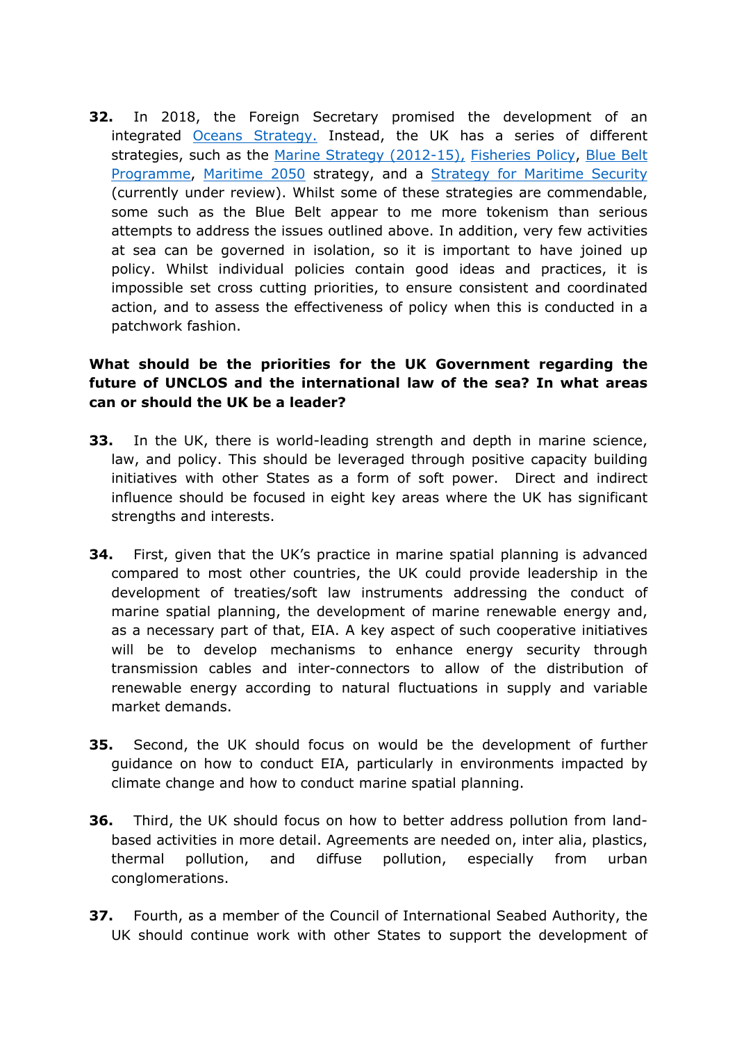**32.** In 2018, the Foreign Secretary promised the development of an integrated Oceans Strategy. Instead, the UK has a series of different strategies, such as the Marine Strategy (2012-15), Fisheries Policy, Blue Belt Programme, Maritime 2050 strategy, and a Strategy for Maritime Security (currently under review). Whilst some of these strategies are commendable, some such as the Blue Belt appear to me more tokenism than serious attempts to address the issues outlined above. In addition, very few activities at sea can be governed in isolation, so it is important to have joined up policy. Whilst individual policies contain good ideas and practices, it is impossible set cross cutting priorities, to ensure consistent and coordinated action, and to assess the effectiveness of policy when this is conducted in a patchwork fashion.

**What should be the priorities for the UK Government regarding the future of UNCLOS and the international law of the sea? In what areas can or should the UK be a leader?**

**33.** In the UK, there is world-leading strength and depth in marine science, law, and policy. This should be leveraged through positive capacity building initiatives with other States as a form of soft power. Direct and indirect influence should be focused in eight key areas where the UK has significant strengths and interests.

**34.** First, given that the UK's practice in marine spatial planning is advanced compared to most other countries, the UK could provide leadership in the development of treaties/soft law instruments addressing the conduct of marine spatial planning, the development of marine renewable energy and, as a necessary part of that, EIA. A key aspect of such cooperative initiatives will be to develop mechanisms to enhance energy security through transmission cables and inter-connectors to allow of the distribution of renewable energy according to natural fluctuations in supply and variable market demands.

**35.** Second, the UK should focus on would be the development of further guidance on how to conduct EIA, particularly in environments impacted by climate change and how to conduct marine spatial planning.

**36.** Third, the UK should focus on how to better address pollution from land-based activities in more detail. Agreements are needed on, inter alia, plastics, thermal pollution, and diffuse pollution, especially from urban conglomerations.

**37.** Fourth, as a member of the Council of International Seabed Authority, the UK should continue work with other States to support the development of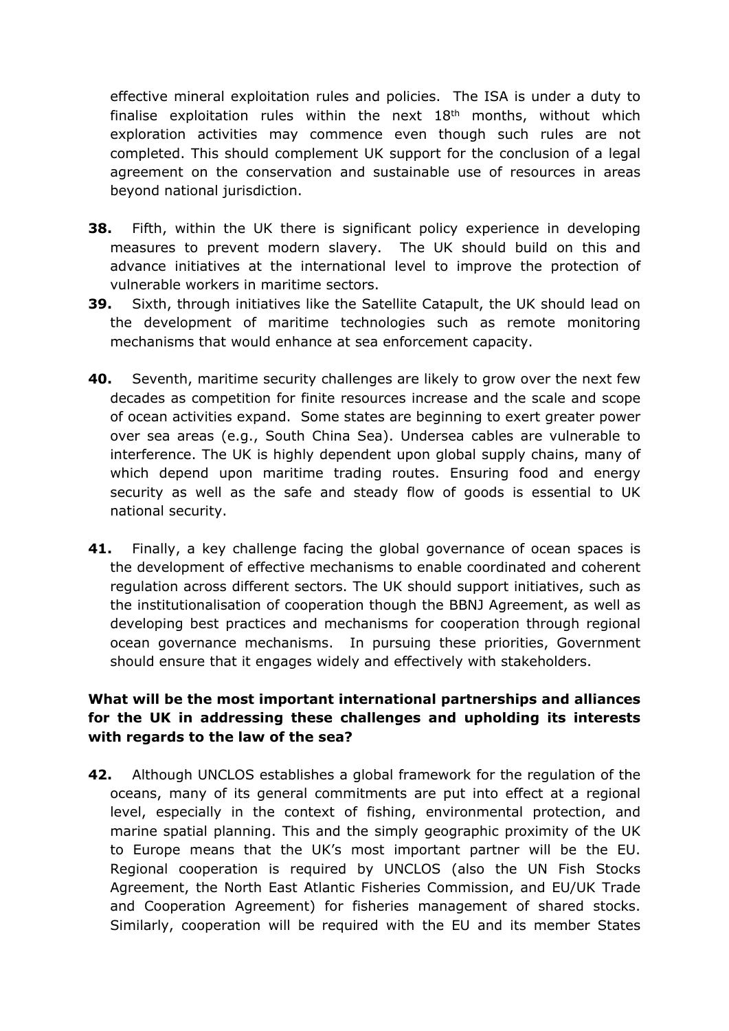effective mineral exploitation rules and policies. The ISA is under a duty to finalise exploitation rules within the next 18th months, without which exploration activities may commence even though such rules are not completed. This should complement UK support for the conclusion of a legal agreement on the conservation and sustainable use of resources in areas beyond national jurisdiction.

**38.** Fifth, within the UK there is significant policy experience in developing measures to prevent modern slavery. The UK should build on this and advance initiatives at the international level to improve the protection of vulnerable workers in maritime sectors.

**39.** Sixth, through initiatives like the Satellite Catapult, the UK should lead on the development of maritime technologies such as remote monitoring mechanisms that would enhance at sea enforcement capacity.

**40.** Seventh, maritime security challenges are likely to grow over the next few decades as competition for finite resources increase and the scale and scope of ocean activities expand. Some states are beginning to exert greater power over sea areas (e.g., South China Sea). Undersea cables are vulnerable to interference. The UK is highly dependent upon global supply chains, many of which depend upon maritime trading routes. Ensuring food and energy security as well as the safe and steady flow of goods is essential to UK national security.

**41.** Finally, a key challenge facing the global governance of ocean spaces is the development of effective mechanisms to enable coordinated and coherent regulation across different sectors. The UK should support initiatives, such as the institutionalisation of cooperation though the BBNJ Agreement, as well as developing best practices and mechanisms for cooperation through regional ocean governance mechanisms. In pursuing these priorities, Government should ensure that it engages widely and effectively with stakeholders.

**What will be the most important international partnerships and alliances for the UK in addressing these challenges and upholding its interests with regards to the law of the sea?**

**42.** Although UNCLOS establishes a global framework for the regulation of the oceans, many of its general commitments are put into effect at a regional level, especially in the context of fishing, environmental protection, and marine spatial planning. This and the simply geographic proximity of the UK to Europe means that the UK's most important partner will be the EU. Regional cooperation is required by UNCLOS (also the UN Fish Stocks Agreement, the North East Atlantic Fisheries Commission, and EU/UK Trade and Cooperation Agreement) for fisheries management of shared stocks. Similarly, cooperation will be required with the EU and its member States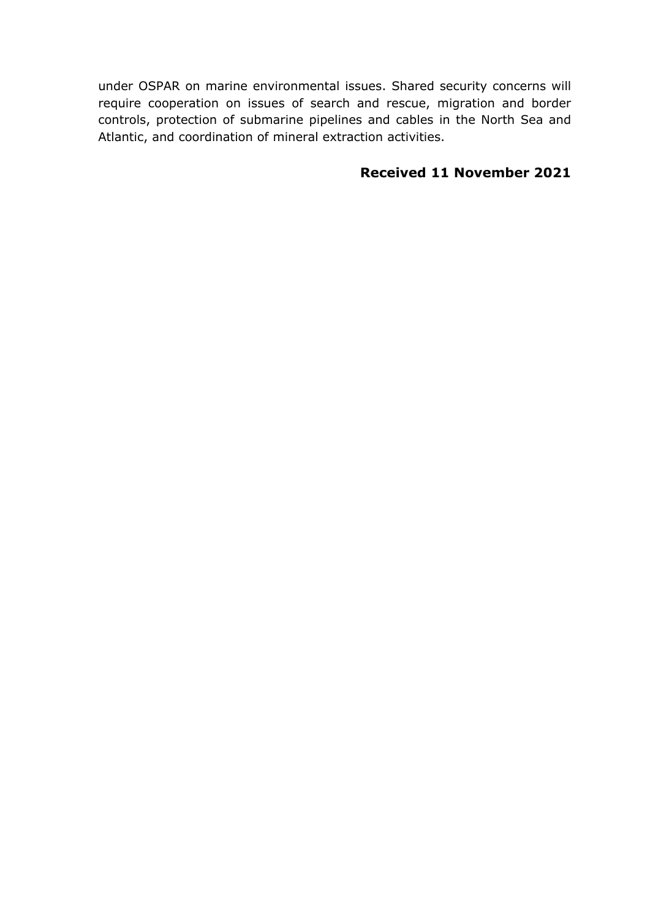under OSPAR on marine environmental issues. Shared security concerns will require cooperation on issues of search and rescue, migration and border controls, protection of submarine pipelines and cables in the North Sea and Atlantic, and coordination of mineral extraction activities.

**Received 11 November 2021**